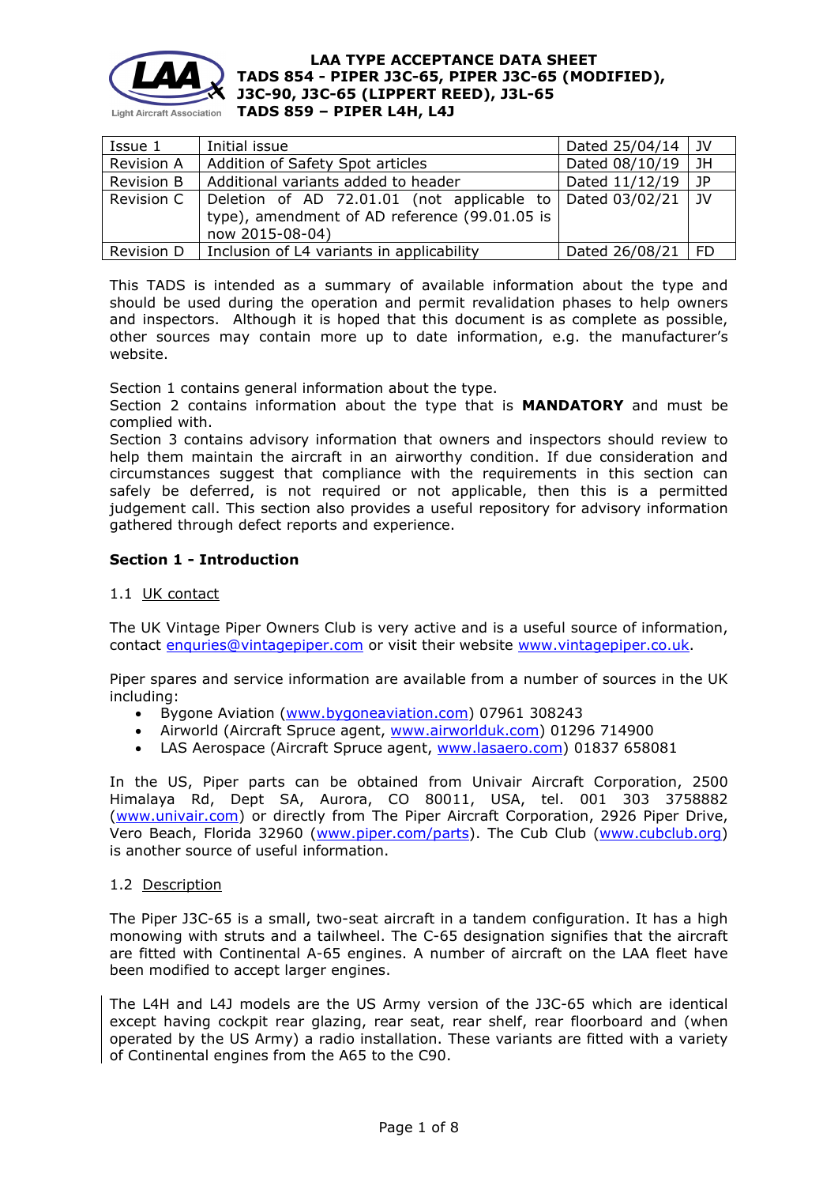# LAA TYPE ACCEPTANCE DATA SHEET
# TADS 854 - PIPER J3C-65, PIPER J3C-65 (MODIFIED), J3C-90, J3C-65 (LIPPERT REED), J3L-65
# TADS 859 – PIPER L4H, L4J

| | | | |
|---|---|---|---|
| Issue 1 | Initial issue | Dated 25/04/14 | JV |
| Revision A | Addition of Safety Spot articles | Dated 08/10/19 | JH |
| Revision B | Additional variants added to header | Dated 11/12/19 | JP |
| Revision C | Deletion of AD 72.01.01 (not applicable to type), amendment of AD reference (99.01.05 is now 2015-08-04) | Dated 03/02/21 | JV |
| Revision D | Inclusion of L4 variants in applicability | Dated 26/08/21 | FD |

This TADS is intended as a summary of available information about the type and should be used during the operation and permit revalidation phases to help owners and inspectors. Although it is hoped that this document is as complete as possible, other sources may contain more up to date information, e.g. the manufacturer's website.

Section 1 contains general information about the type.
Section 2 contains information about the type that is **MANDATORY** and must be complied with.
Section 3 contains advisory information that owners and inspectors should review to help them maintain the aircraft in an airworthy condition. If due consideration and circumstances suggest that compliance with the requirements in this section can safely be deferred, is not required or not applicable, then this is a permitted judgement call. This section also provides a useful repository for advisory information gathered through defect reports and experience.

## Section 1 - Introduction

### 1.1 UK contact

The UK Vintage Piper Owners Club is very active and is a useful source of information, contact enquries@vintagepiper.com or visit their website www.vintagepiper.co.uk.

Piper spares and service information are available from a number of sources in the UK including:

- Bygone Aviation (www.bygoneaviation.com) 07961 308243
- Airworld (Aircraft Spruce agent, www.airworlduk.com) 01296 714900
- LAS Aerospace (Aircraft Spruce agent, www.lasaero.com) 01837 658081

In the US, Piper parts can be obtained from Univair Aircraft Corporation, 2500 Himalaya Rd, Dept SA, Aurora, CO 80011, USA, tel. 001 303 3758882 (www.univair.com) or directly from The Piper Aircraft Corporation, 2926 Piper Drive, Vero Beach, Florida 32960 (www.piper.com/parts). The Cub Club (www.cubclub.org) is another source of useful information.

### 1.2 Description

The Piper J3C-65 is a small, two-seat aircraft in a tandem configuration. It has a high monowing with struts and a tailwheel. The C-65 designation signifies that the aircraft are fitted with Continental A-65 engines. A number of aircraft on the LAA fleet have been modified to accept larger engines.

The L4H and L4J models are the US Army version of the J3C-65 which are identical except having cockpit rear glazing, rear seat, rear shelf, rear floorboard and (when operated by the US Army) a radio installation. These variants are fitted with a variety of Continental engines from the A65 to the C90.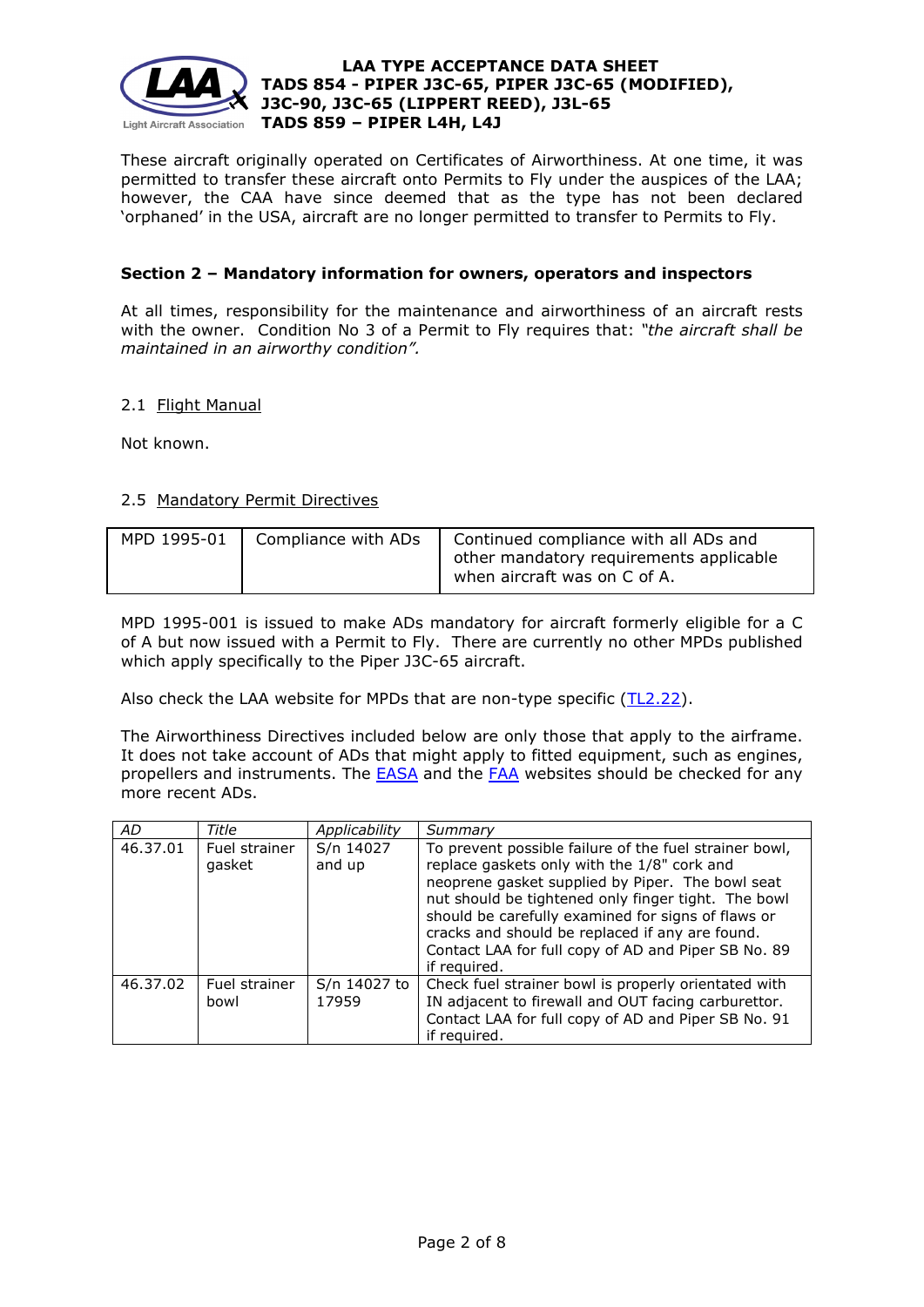These aircraft originally operated on Certificates of Airworthiness. At one time, it was permitted to transfer these aircraft onto Permits to Fly under the auspices of the LAA; however, the CAA have since deemed that as the type has not been declared 'orphaned' in the USA, aircraft are no longer permitted to transfer to Permits to Fly.

## Section 2 – Mandatory information for owners, operators and inspectors

At all times, responsibility for the maintenance and airworthiness of an aircraft rests with the owner. Condition No 3 of a Permit to Fly requires that: *"the aircraft shall be maintained in an airworthy condition".*

### 2.1 Flight Manual

Not known.

### 2.5 Mandatory Permit Directives

| MPD 1995-01 | Compliance with ADs | Continued compliance with all ADs and other mandatory requirements applicable when aircraft was on C of A. |
|---|---|---|

MPD 1995-001 is issued to make ADs mandatory for aircraft formerly eligible for a C of A but now issued with a Permit to Fly. There are currently no other MPDs published which apply specifically to the Piper J3C-65 aircraft.

Also check the LAA website for MPDs that are non-type specific (TL2.22).

The Airworthiness Directives included below are only those that apply to the airframe. It does not take account of ADs that might apply to fitted equipment, such as engines, propellers and instruments. The EASA and the FAA websites should be checked for any more recent ADs.

| *AD* | *Title* | *Applicability* | *Summary* |
|---|---|---|---|
| 46.37.01 | Fuel strainer gasket | S/n 14027 and up | To prevent possible failure of the fuel strainer bowl, replace gaskets only with the 1/8" cork and neoprene gasket supplied by Piper. The bowl seat nut should be tightened only finger tight. The bowl should be carefully examined for signs of flaws or cracks and should be replaced if any are found. Contact LAA for full copy of AD and Piper SB No. 89 if required. |
| 46.37.02 | Fuel strainer bowl | S/n 14027 to 17959 | Check fuel strainer bowl is properly orientated with IN adjacent to firewall and OUT facing carburettor. Contact LAA for full copy of AD and Piper SB No. 91 if required. |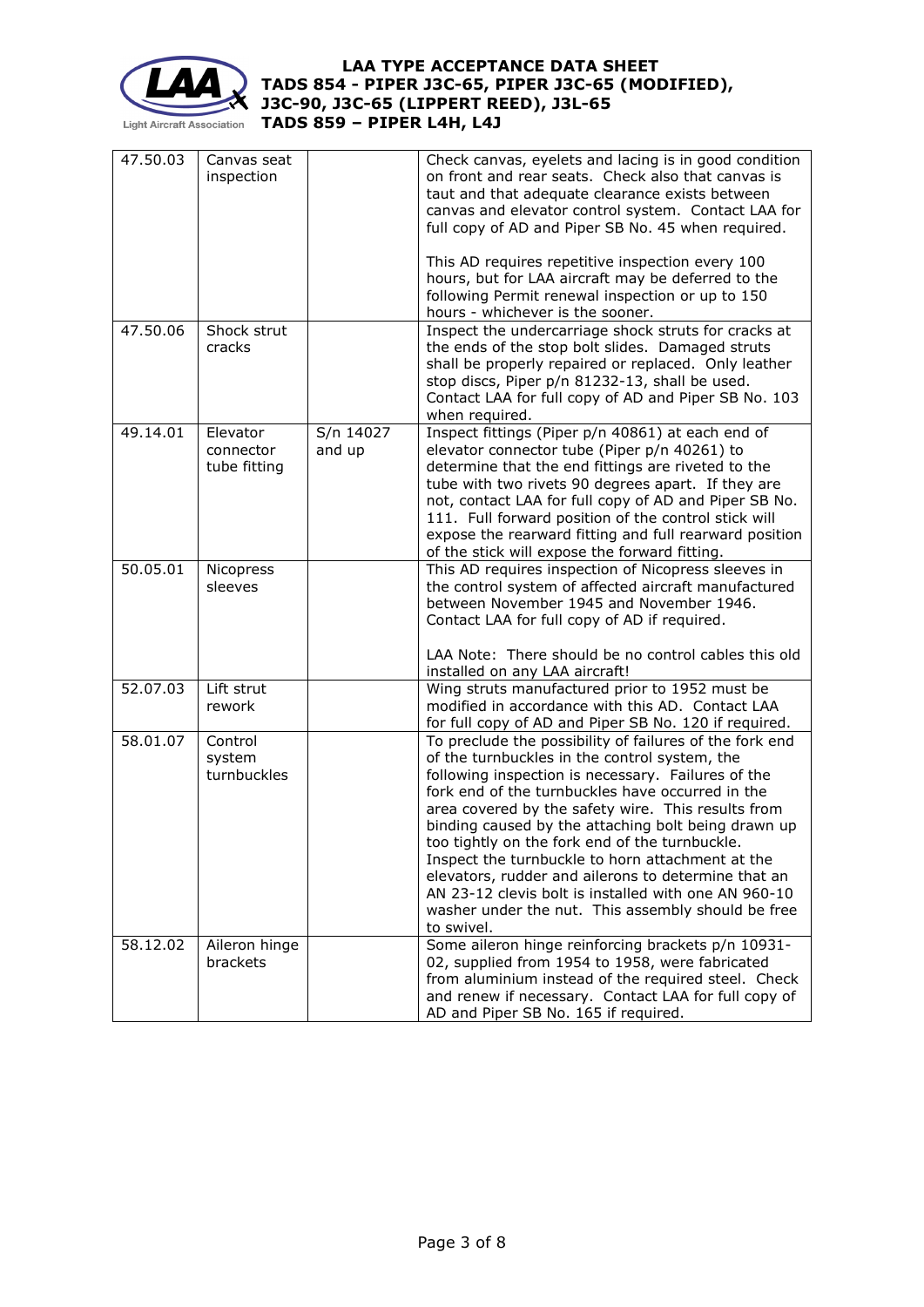| | | | |
|---|---|---|---|
| 47.50.03 | Canvas seat inspection | | Check canvas, eyelets and lacing is in good condition on front and rear seats. Check also that canvas is taut and that adequate clearance exists between canvas and elevator control system. Contact LAA for full copy of AD and Piper SB No. 45 when required.<br><br>This AD requires repetitive inspection every 100 hours, but for LAA aircraft may be deferred to the following Permit renewal inspection or up to 150 hours - whichever is the sooner. |
| 47.50.06 | Shock strut cracks | | Inspect the undercarriage shock struts for cracks at the ends of the stop bolt slides. Damaged struts shall be properly repaired or replaced. Only leather stop discs, Piper p/n 81232-13, shall be used. Contact LAA for full copy of AD and Piper SB No. 103 when required. |
| 49.14.01 | Elevator connector tube fitting | S/n 14027 and up | Inspect fittings (Piper p/n 40861) at each end of elevator connector tube (Piper p/n 40261) to determine that the end fittings are riveted to the tube with two rivets 90 degrees apart. If they are not, contact LAA for full copy of AD and Piper SB No. 111. Full forward position of the control stick will expose the rearward fitting and full rearward position of the stick will expose the forward fitting. |
| 50.05.01 | Nicopress sleeves | | This AD requires inspection of Nicopress sleeves in the control system of affected aircraft manufactured between November 1945 and November 1946. Contact LAA for full copy of AD if required.<br><br>LAA Note: There should be no control cables this old installed on any LAA aircraft! |
| 52.07.03 | Lift strut rework | | Wing struts manufactured prior to 1952 must be modified in accordance with this AD. Contact LAA for full copy of AD and Piper SB No. 120 if required. |
| 58.01.07 | Control system turnbuckles | | To preclude the possibility of failures of the fork end of the turnbuckles in the control system, the following inspection is necessary. Failures of the fork end of the turnbuckles have occurred in the area covered by the safety wire. This results from binding caused by the attaching bolt being drawn up too tightly on the fork end of the turnbuckle. Inspect the turnbuckle to horn attachment at the elevators, rudder and ailerons to determine that an AN 23-12 clevis bolt is installed with one AN 960-10 washer under the nut. This assembly should be free to swivel. |
| 58.12.02 | Aileron hinge brackets | | Some aileron hinge reinforcing brackets p/n 10931-02, supplied from 1954 to 1958, were fabricated from aluminium instead of the required steel. Check and renew if necessary. Contact LAA for full copy of AD and Piper SB No. 165 if required. |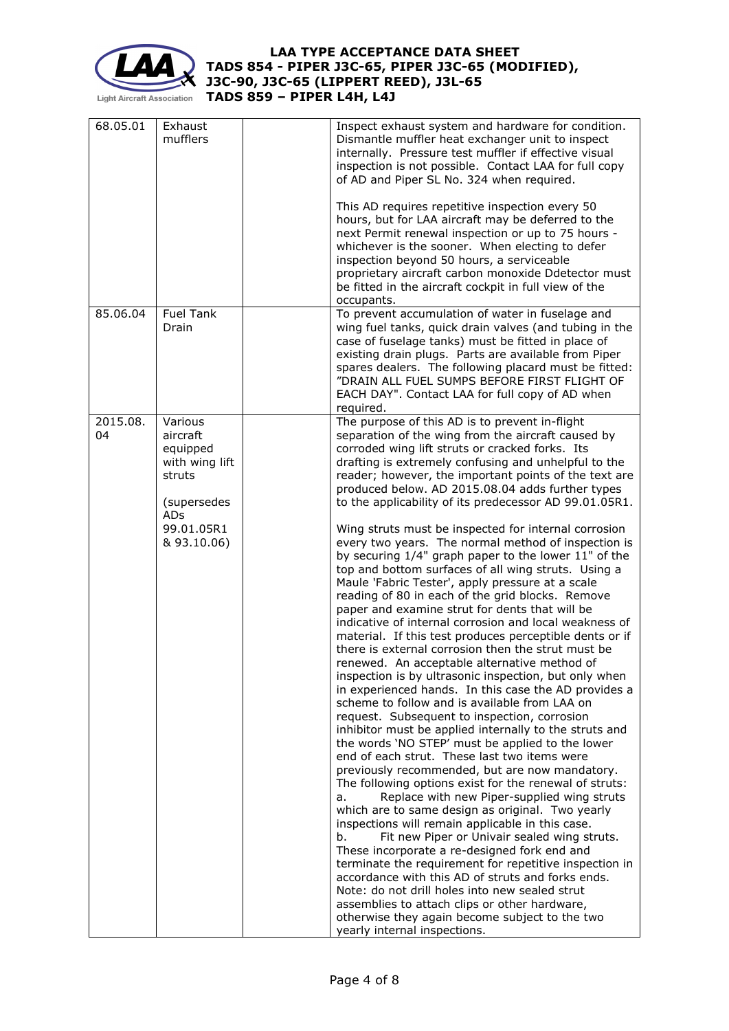| 68.05.01 | Exhaust mufflers | | Inspect exhaust system and hardware for condition. Dismantle muffler heat exchanger unit to inspect internally. Pressure test muffler if effective visual inspection is not possible. Contact LAA for full copy of AD and Piper SL No. 324 when required.<br><br>This AD requires repetitive inspection every 50 hours, but for LAA aircraft may be deferred to the next Permit renewal inspection or up to 75 hours - whichever is the sooner. When electing to defer inspection beyond 50 hours, a serviceable proprietary aircraft carbon monoxide Ddetector must be fitted in the aircraft cockpit in full view of the occupants. |
|---|---|---|---|
| 85.06.04 | Fuel Tank Drain | | To prevent accumulation of water in fuselage and wing fuel tanks, quick drain valves (and tubing in the case of fuselage tanks) must be fitted in place of existing drain plugs. Parts are available from Piper spares dealers. The following placard must be fitted: "DRAIN ALL FUEL SUMPS BEFORE FIRST FLIGHT OF EACH DAY". Contact LAA for full copy of AD when required. |
| 2015.08.04 | Various aircraft equipped with wing lift struts<br><br>(supersedes ADs 99.01.05R1 & 93.10.06) | | The purpose of this AD is to prevent in-flight separation of the wing from the aircraft caused by corroded wing lift struts or cracked forks. Its drafting is extremely confusing and unhelpful to the reader; however, the important points of the text are produced below. AD 2015.08.04 adds further types to the applicability of its predecessor AD 99.01.05R1.<br><br>Wing struts must be inspected for internal corrosion every two years. The normal method of inspection is by securing 1/4" graph paper to the lower 11" of the top and bottom surfaces of all wing struts. Using a Maule 'Fabric Tester', apply pressure at a scale reading of 80 in each of the grid blocks. Remove paper and examine strut for dents that will be indicative of internal corrosion and local weakness of material. If this test produces perceptible dents or if there is external corrosion then the strut must be renewed. An acceptable alternative method of inspection is by ultrasonic inspection, but only when in experienced hands. In this case the AD provides a scheme to follow and is available from LAA on request. Subsequent to inspection, corrosion inhibitor must be applied internally to the struts and the words 'NO STEP' must be applied to the lower end of each strut. These last two items were previously recommended, but are now mandatory.<br>The following options exist for the renewal of struts:<br>a. Replace with new Piper-supplied wing struts which are to same design as original. Two yearly inspections will remain applicable in this case.<br>b. Fit new Piper or Univair sealed wing struts. These incorporate a re-designed fork end and terminate the requirement for repetitive inspection in accordance with this AD of struts and forks ends.<br>Note: do not drill holes into new sealed strut assemblies to attach clips or other hardware, otherwise they again become subject to the two yearly internal inspections. |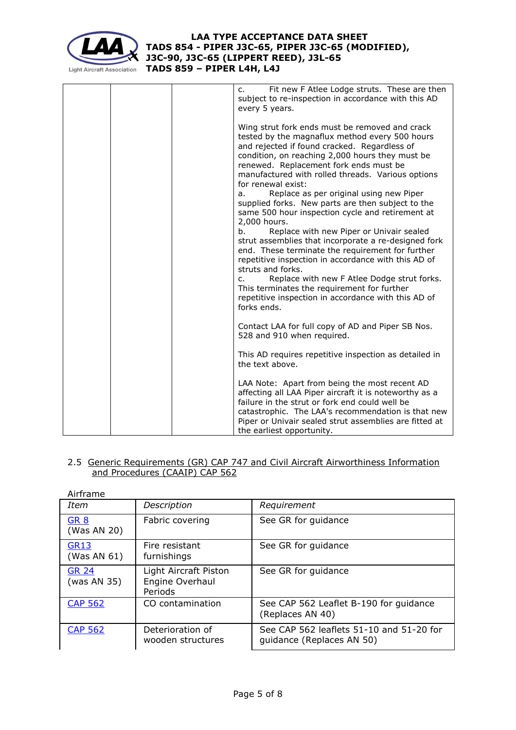| | | | c. Fit new F Atlee Lodge struts. These are then subject to re-inspection in accordance with this AD every 5 years.<br><br>Wing strut fork ends must be removed and crack tested by the magnaflux method every 500 hours and rejected if found cracked. Regardless of condition, on reaching 2,000 hours they must be renewed. Replacement fork ends must be manufactured with rolled threads. Various options for renewal exist:<br>a. Replace as per original using new Piper supplied forks. New parts are then subject to the same 500 hour inspection cycle and retirement at 2,000 hours.<br>b. Replace with new Piper or Univair sealed strut assemblies that incorporate a re-designed fork end. These terminate the requirement for further repetitive inspection in accordance with this AD of struts and forks.<br>c. Replace with new F Atlee Dodge strut forks. This terminates the requirement for further repetitive inspection in accordance with this AD of forks ends.<br><br>Contact LAA for full copy of AD and Piper SB Nos. 528 and 910 when required.<br><br>This AD requires repetitive inspection as detailed in the text above.<br><br>LAA Note: Apart from being the most recent AD affecting all LAA Piper aircraft it is noteworthy as a failure in the strut or fork end could well be catastrophic. The LAA's recommendation is that new Piper or Univair sealed strut assemblies are fitted at the earliest opportunity. |
|---|---|---|---|

## 2.5 Generic Requirements (GR) CAP 747 and Civil Aircraft Airworthiness Information and Procedures (CAAIP) CAP 562

Airframe

| *Item* | *Description* | *Requirement* |
|---|---|---|
| GR 8 (Was AN 20) | Fabric covering | See GR for guidance |
| GR13 (Was AN 61) | Fire resistant furnishings | See GR for guidance |
| GR 24 (was AN 35) | Light Aircraft Piston Engine Overhaul Periods | See GR for guidance |
| CAP 562 | CO contamination | See CAP 562 Leaflet B-190 for guidance (Replaces AN 40) |
| CAP 562 | Deterioration of wooden structures | See CAP 562 leaflets 51-10 and 51-20 for guidance (Replaces AN 50) |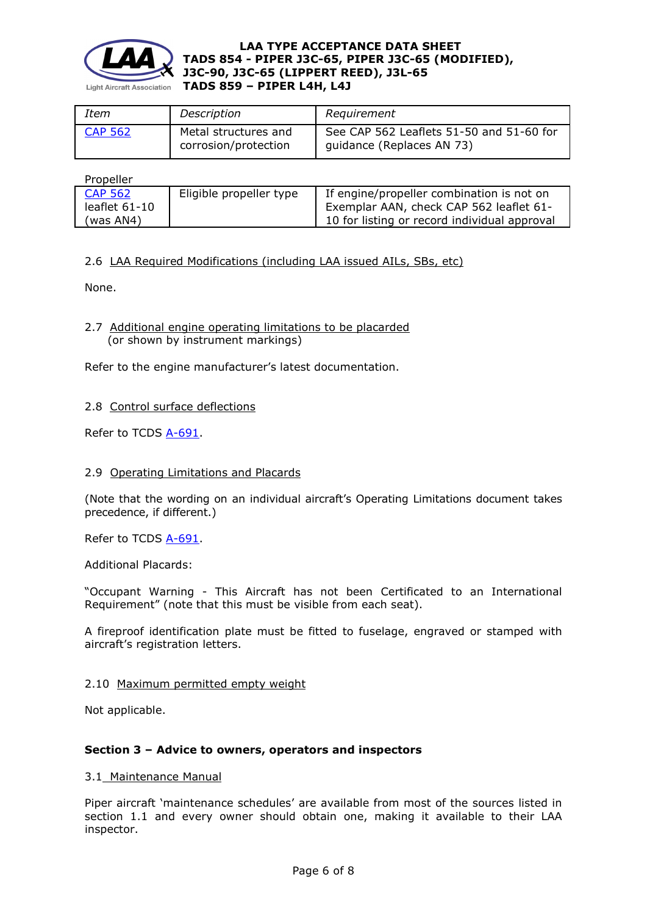| Item | Description | Requirement |
| --- | --- | --- |
| CAP 562 | Metal structures and corrosion/protection | See CAP 562 Leaflets 51-50 and 51-60 for guidance (Replaces AN 73) |

Propeller

| Item | Description | Requirement |
| --- | --- | --- |
| CAP 562 leaflet 61-10 (was AN4) | Eligible propeller type | If engine/propeller combination is not on Exemplar AAN, check CAP 562 leaflet 61-10 for listing or record individual approval |

2.6 LAA Required Modifications (including LAA issued AILs, SBs, etc)

None.

2.7 Additional engine operating limitations to be placarded (or shown by instrument markings)

Refer to the engine manufacturer's latest documentation.

2.8 Control surface deflections

Refer to TCDS A-691.

2.9 Operating Limitations and Placards

(Note that the wording on an individual aircraft's Operating Limitations document takes precedence, if different.)

Refer to TCDS A-691.

Additional Placards:

"Occupant Warning - This Aircraft has not been Certificated to an International Requirement" (note that this must be visible from each seat).

A fireproof identification plate must be fitted to fuselage, engraved or stamped with aircraft's registration letters.

2.10 Maximum permitted empty weight

Not applicable.

**Section 3 – Advice to owners, operators and inspectors**

3.1 Maintenance Manual

Piper aircraft 'maintenance schedules' are available from most of the sources listed in section 1.1 and every owner should obtain one, making it available to their LAA inspector.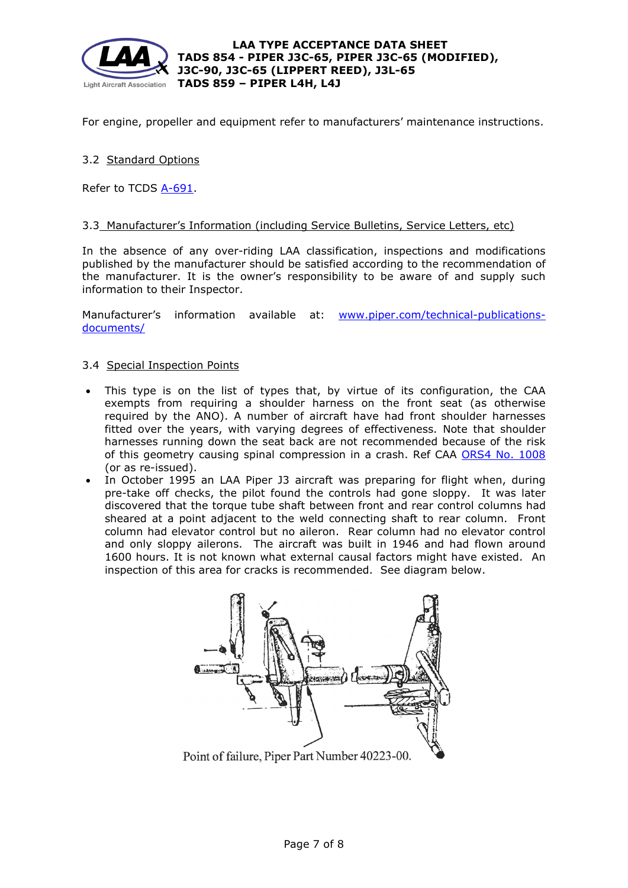For engine, propeller and equipment refer to manufacturers' maintenance instructions.

### 3.2 Standard Options

Refer to TCDS [A-691](A-691).

### 3.3 Manufacturer's Information (including Service Bulletins, Service Letters, etc)

In the absence of any over-riding LAA classification, inspections and modifications published by the manufacturer should be satisfied according to the recommendation of the manufacturer. It is the owner's responsibility to be aware of and supply such information to their Inspector.

Manufacturer's information available at: www.piper.com/technical-publications-documents/

### 3.4 Special Inspection Points

- This type is on the list of types that, by virtue of its configuration, the CAA exempts from requiring a shoulder harness on the front seat (as otherwise required by the ANO). A number of aircraft have had front shoulder harnesses fitted over the years, with varying degrees of effectiveness. Note that shoulder harnesses running down the seat back are not recommended because of the risk of this geometry causing spinal compression in a crash. Ref CAA ORS4 No. 1008 (or as re-issued).
- In October 1995 an LAA Piper J3 aircraft was preparing for flight when, during pre-take off checks, the pilot found the controls had gone sloppy. It was later discovered that the torque tube shaft between front and rear control columns had sheared at a point adjacent to the weld connecting shaft to rear column. Front column had elevator control but no aileron. Rear column had no elevator control and only sloppy ailerons. The aircraft was built in 1946 and had flown around 1600 hours. It is not known what external causal factors might have existed. An inspection of this area for cracks is recommended. See diagram below.

Point of failure, Piper Part Number 40223-00.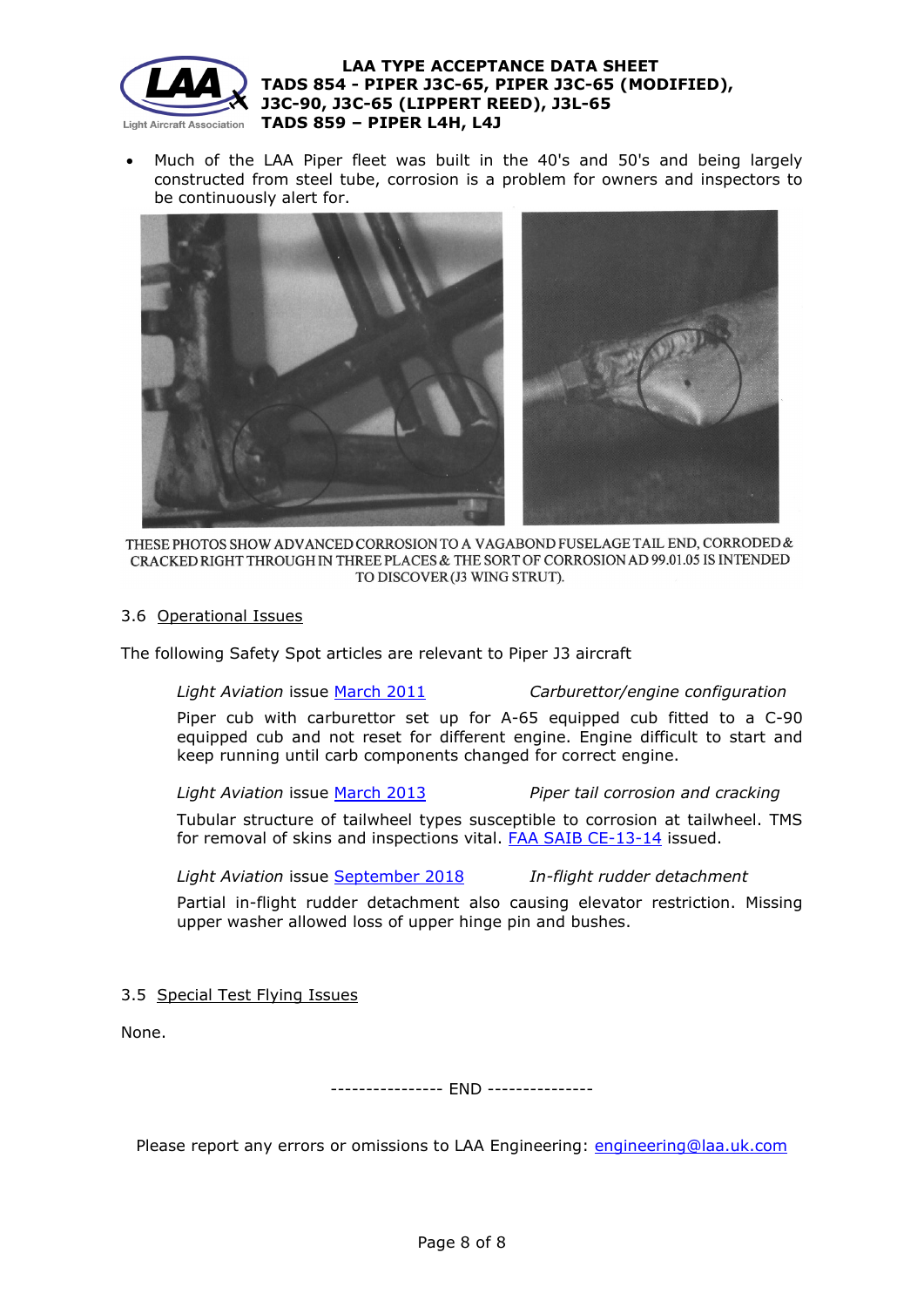- Much of the LAA Piper fleet was built in the 40's and 50's and being largely constructed from steel tube, corrosion is a problem for owners and inspectors to be continuously alert for.

THESE PHOTOS SHOW ADVANCED CORROSION TO A VAGABOND FUSELAGE TAIL END, CORRODED & CRACKED RIGHT THROUGH IN THREE PLACES & THE SORT OF CORROSION AD 99.01.05 IS INTENDED TO DISCOVER (J3 WING STRUT).

### 3.6 Operational Issues

The following Safety Spot articles are relevant to Piper J3 aircraft

*Light Aviation* issue March 2011 *Carburettor/engine configuration*

Piper cub with carburettor set up for A-65 equipped cub fitted to a C-90 equipped cub and not reset for different engine. Engine difficult to start and keep running until carb components changed for correct engine.

*Light Aviation* issue March 2013 *Piper tail corrosion and cracking*

Tubular structure of tailwheel types susceptible to corrosion at tailwheel. TMS for removal of skins and inspections vital. FAA SAIB CE-13-14 issued.

*Light Aviation* issue September 2018 *In-flight rudder detachment*

Partial in-flight rudder detachment also causing elevator restriction. Missing upper washer allowed loss of upper hinge pin and bushes.

### 3.5 Special Test Flying Issues

None.

--------------- END ---------------

Please report any errors or omissions to LAA Engineering: engineering@laa.uk.com